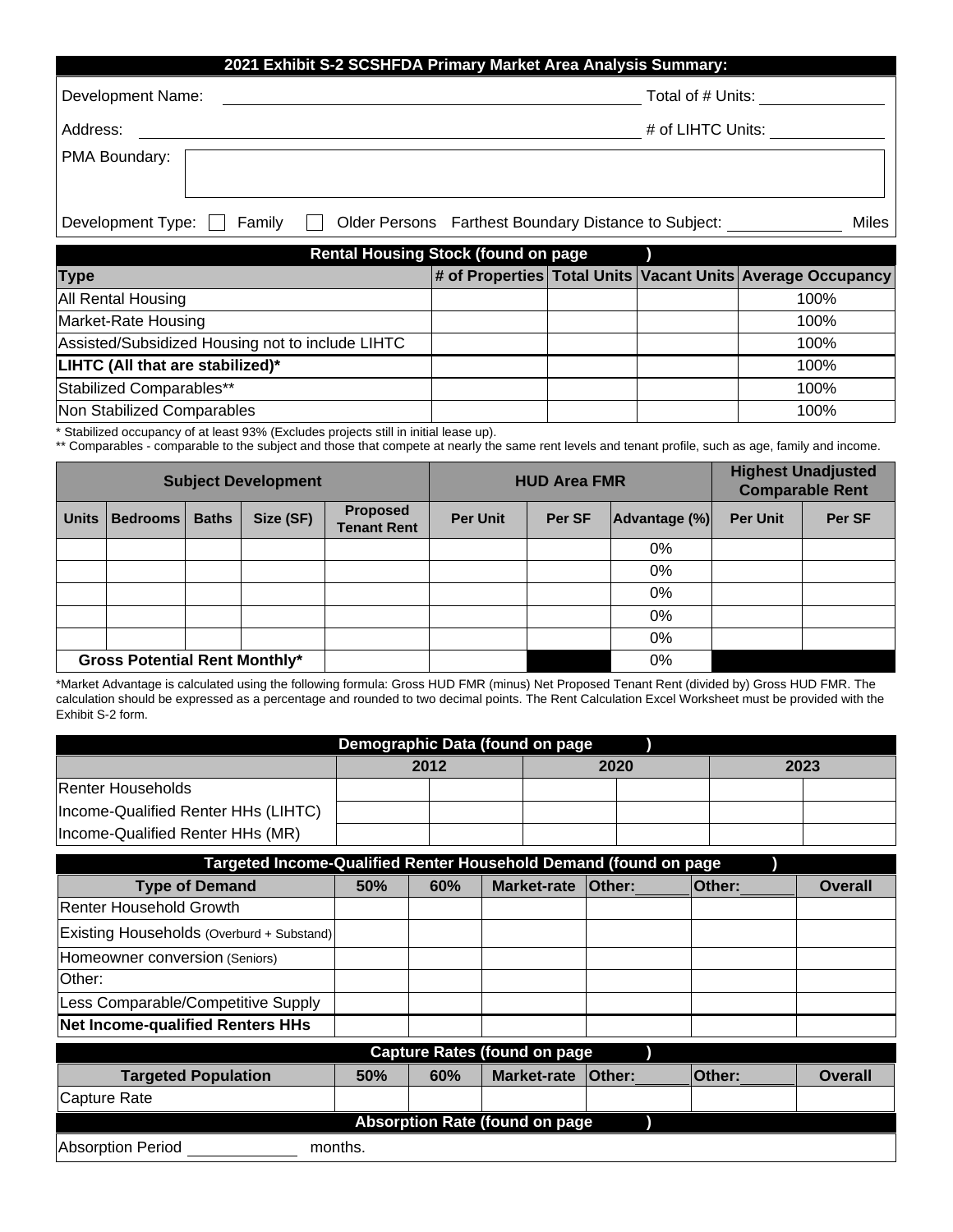## 2021 Exhibit S-2 SCSHFDA Primary Market Area Analysis Summary:

Development Name: ______________________ Total of # Units: __________

Address: ______________________ # of LIHTC Units: __________

PMA Boundary: ______________________

Development Type: ☐ Family ☐ Older Persons Farthest Boundary Distance to Subject: __________ Miles

| Rental Housing Stock (found on page ) | | | | |
|---|---|---|---|---|
| **Type** | **# of Properties** | **Total Units** | **Vacant Units** | **Average Occupancy** |
| All Rental Housing | | | | 100% |
| Market-Rate Housing | | | | 100% |
| Assisted/Subsidized Housing not to include LIHTC | | | | 100% |
| **LIHTC (All that are stabilized)*** | | | | 100% |
| Stabilized Comparables** | | | | 100% |
| Non Stabilized Comparables | | | | 100% |

* Stabilized occupancy of at least 93% (Excludes projects still in initial lease up).
** Comparables - comparable to the subject and those that compete at nearly the same rent levels and tenant profile, such as age, family and income.

| Subject Development | | | | | HUD Area FMR | | | Highest Unadjusted Comparable Rent | |
|---|---|---|---|---|---|---|---|---|---|
| **Units** | **Bedrooms** | **Baths** | **Size (SF)** | **Proposed Tenant Rent** | **Per Unit** | **Per SF** | **Advantage (%)** | **Per Unit** | **Per SF** |
| | | | | | | | 0% | | |
| | | | | | | | 0% | | |
| | | | | | | | 0% | | |
| | | | | | | | 0% | | |
| | | | | | | | 0% | | |
| **Gross Potential Rent Monthly*** | | | | | | | 0% | | |

*Market Advantage is calculated using the following formula: Gross HUD FMR (minus) Net Proposed Tenant Rent (divided by) Gross HUD FMR. The calculation should be expressed as a percentage and rounded to two decimal points. The Rent Calculation Excel Worksheet must be provided with the Exhibit S-2 form.

| Demographic Data (found on page ) | 2012 | | 2020 | | 2023 | |
|---|---|---|---|---|---|---|
| Renter Households | | | | | | |
| Income-Qualified Renter HHs (LIHTC) | | | | | | |
| Income-Qualified Renter HHs (MR) | | | | | | |

| Targeted Income-Qualified Renter Household Demand (found on page ) | | | | | | |
|---|---|---|---|---|---|---|
| **Type of Demand** | **50%** | **60%** | **Market-rate** | **Other:______** | **Other:______** | **Overall** |
| Renter Household Growth | | | | | | |
| Existing Households (Overburd + Substand) | | | | | | |
| Homeowner conversion (Seniors) | | | | | | |
| Other: | | | | | | |
| Less Comparable/Competitive Supply | | | | | | |
| **Net Income-qualified Renters HHs** | | | | | | |

| Capture Rates (found on page ) | | | | | | |
|---|---|---|---|---|---|---|
| **Targeted Population** | **50%** | **60%** | **Market-rate** | **Other:______** | **Other:______** | **Overall** |
| Capture Rate | | | | | | |

**Absorption Rate (found on page )**

Absorption Period __________ months.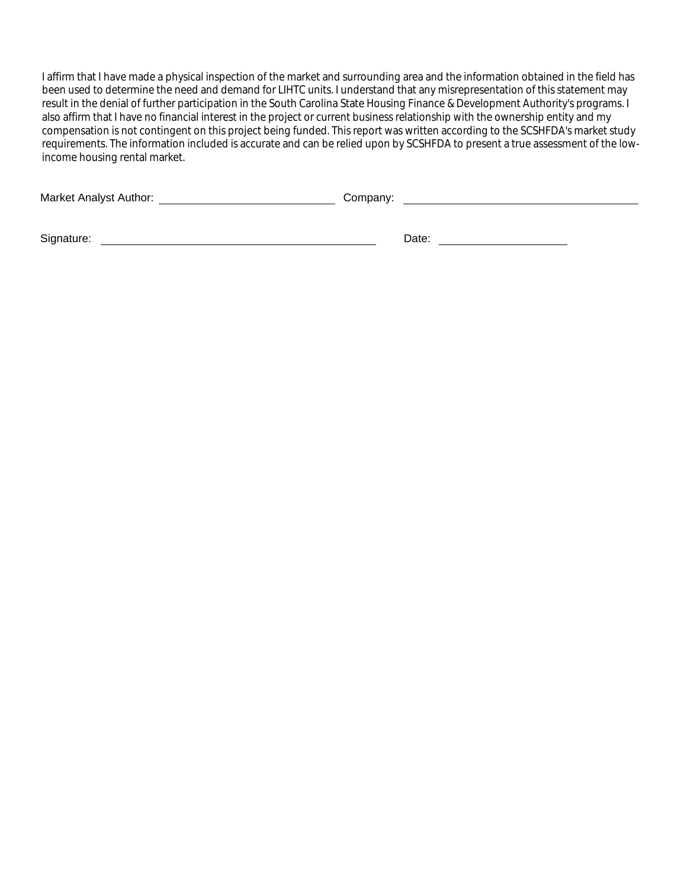I affirm that I have made a physical inspection of the market and surrounding area and the information obtained in the field has been used to determine the need and demand for LIHTC units. I understand that any misrepresentation of this statement may result in the denial of further participation in the South Carolina State Housing Finance & Development Authority's programs. I also affirm that I have no financial interest in the project or current business relationship with the ownership entity and my compensation is not contingent on this project being funded. This report was written according to the SCSHFDA's market study requirements. The information included is accurate and can be relied upon by SCSHFDA to present a true assessment of the low-income housing rental market.

Market Analyst Author: ______________________ Company: ______________________________

Signature: ___________________________________ Date: ________________